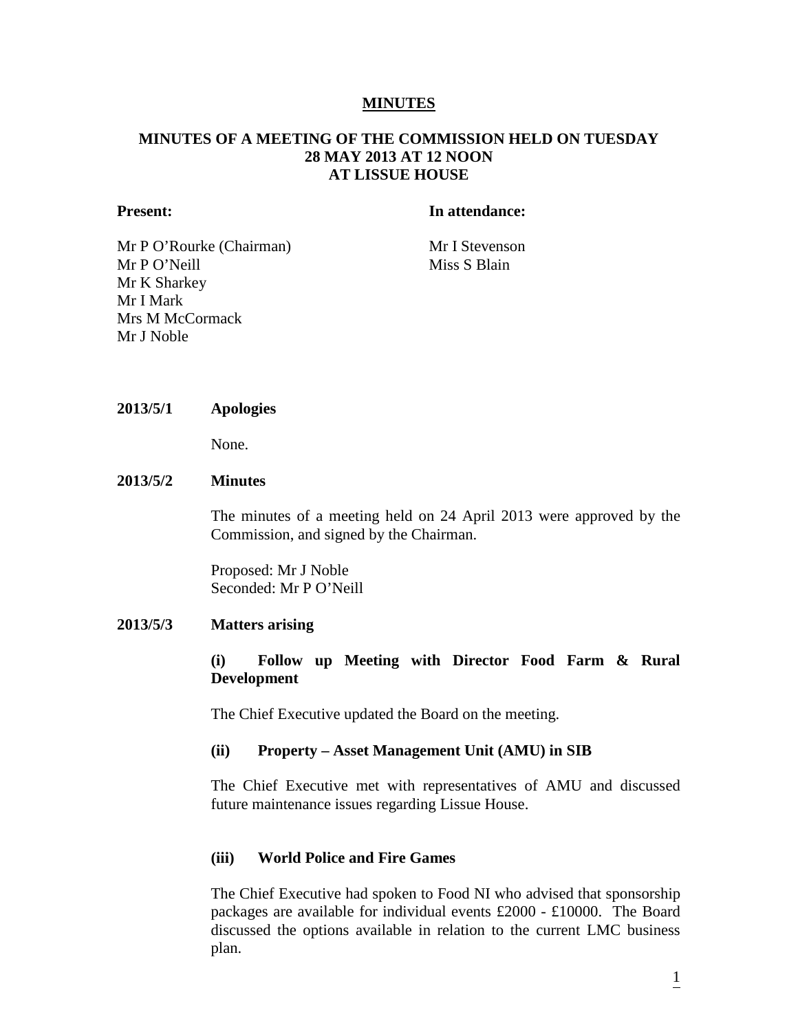# MINUTES

## MINUTES OF A MEETING OF THE COMMISSION HELD ON TUESDAY 28 MAY 2013 AT 12 NOON AT LISSUE HOUSE

**Present:**

Mr P O'Rourke (Chairman)
Mr P O'Neill
Mr K Sharkey
Mr I Mark
Mrs M McCormack
Mr J Noble

**In attendance:**

Mr I Stevenson
Miss S Blain

**2013/5/1 Apologies**

None.

**2013/5/2 Minutes**

The minutes of a meeting held on 24 April 2013 were approved by the Commission, and signed by the Chairman.

Proposed: Mr J Noble
Seconded: Mr P O'Neill

**2013/5/3 Matters arising**

**(i) Follow up Meeting with Director Food Farm & Rural Development**

The Chief Executive updated the Board on the meeting.

**(ii) Property – Asset Management Unit (AMU) in SIB**

The Chief Executive met with representatives of AMU and discussed future maintenance issues regarding Lissue House.

**(iii) World Police and Fire Games**

The Chief Executive had spoken to Food NI who advised that sponsorship packages are available for individual events £2000 - £10000. The Board discussed the options available in relation to the current LMC business plan.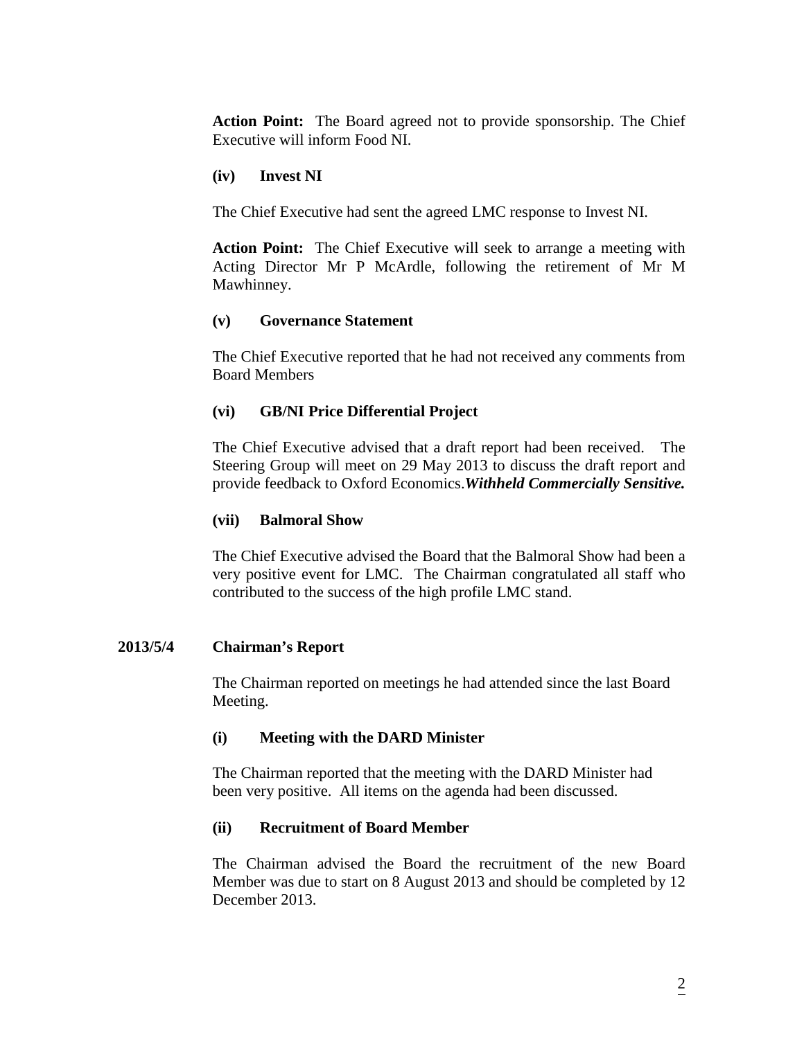**Action Point:** The Board agreed not to provide sponsorship. The Chief Executive will inform Food NI.

**(iv) Invest NI**

The Chief Executive had sent the agreed LMC response to Invest NI.

**Action Point:** The Chief Executive will seek to arrange a meeting with Acting Director Mr P McArdle, following the retirement of Mr M Mawhinney.

**(v) Governance Statement**

The Chief Executive reported that he had not received any comments from Board Members

**(vi) GB/NI Price Differential Project**

The Chief Executive advised that a draft report had been received. The Steering Group will meet on 29 May 2013 to discuss the draft report and provide feedback to Oxford Economics.***Withheld Commercially Sensitive.***

**(vii) Balmoral Show**

The Chief Executive advised the Board that the Balmoral Show had been a very positive event for LMC. The Chairman congratulated all staff who contributed to the success of the high profile LMC stand.

**2013/5/4 Chairman's Report**

The Chairman reported on meetings he had attended since the last Board Meeting.

**(i) Meeting with the DARD Minister**

The Chairman reported that the meeting with the DARD Minister had been very positive. All items on the agenda had been discussed.

**(ii) Recruitment of Board Member**

The Chairman advised the Board the recruitment of the new Board Member was due to start on 8 August 2013 and should be completed by 12 December 2013.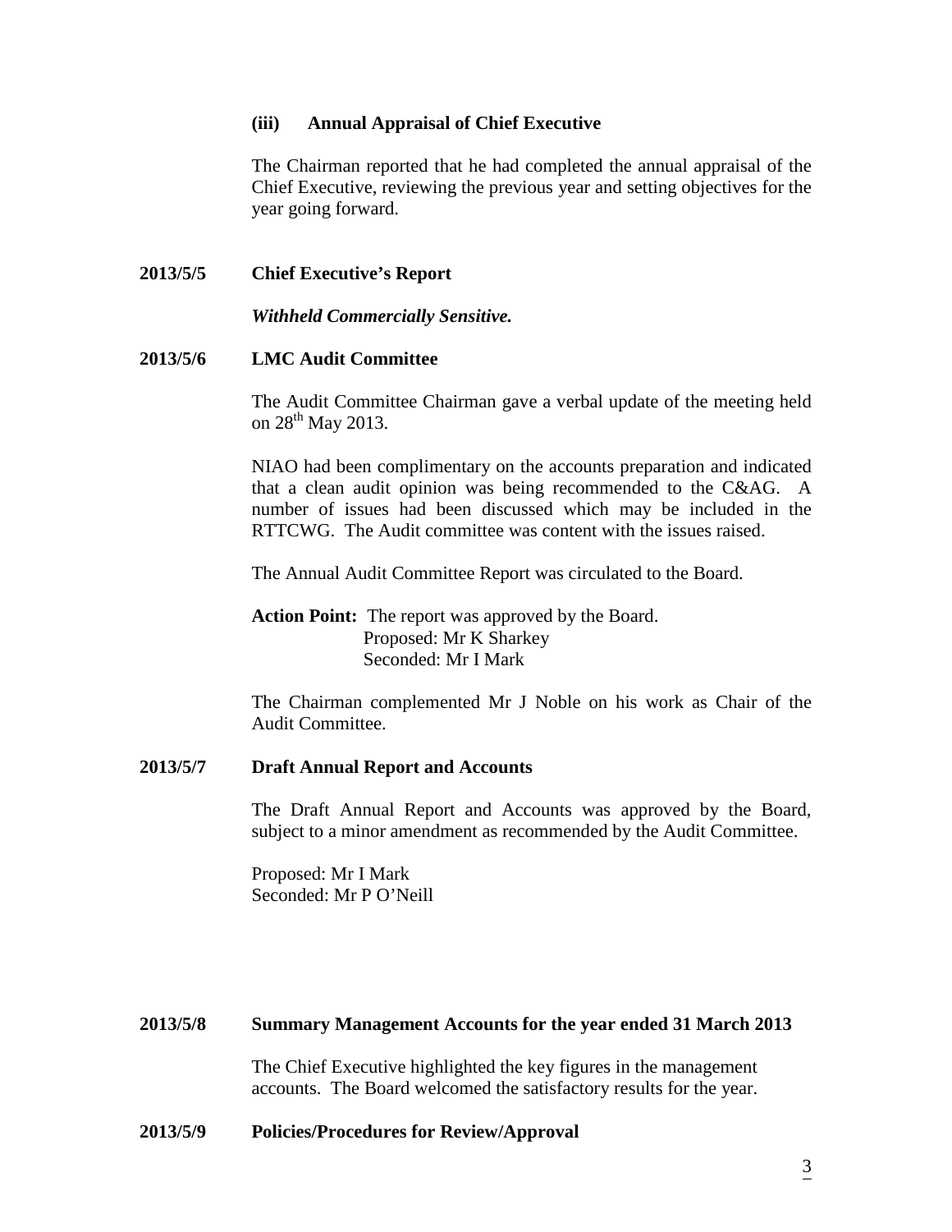### (iii) Annual Appraisal of Chief Executive

The Chairman reported that he had completed the annual appraisal of the Chief Executive, reviewing the previous year and setting objectives for the year going forward.

**2013/5/5 Chief Executive's Report**

***Withheld Commercially Sensitive.***

**2013/5/6 LMC Audit Committee**

The Audit Committee Chairman gave a verbal update of the meeting held on 28th May 2013.

NIAO had been complimentary on the accounts preparation and indicated that a clean audit opinion was being recommended to the C&AG. A number of issues had been discussed which may be included in the RTTCWG. The Audit committee was content with the issues raised.

The Annual Audit Committee Report was circulated to the Board.

**Action Point:** The report was approved by the Board.
Proposed: Mr K Sharkey
Seconded: Mr I Mark

The Chairman complemented Mr J Noble on his work as Chair of the Audit Committee.

**2013/5/7 Draft Annual Report and Accounts**

The Draft Annual Report and Accounts was approved by the Board, subject to a minor amendment as recommended by the Audit Committee.

Proposed: Mr I Mark
Seconded: Mr P O'Neill

**2013/5/8 Summary Management Accounts for the year ended 31 March 2013**

The Chief Executive highlighted the key figures in the management accounts. The Board welcomed the satisfactory results for the year.

**2013/5/9 Policies/Procedures for Review/Approval**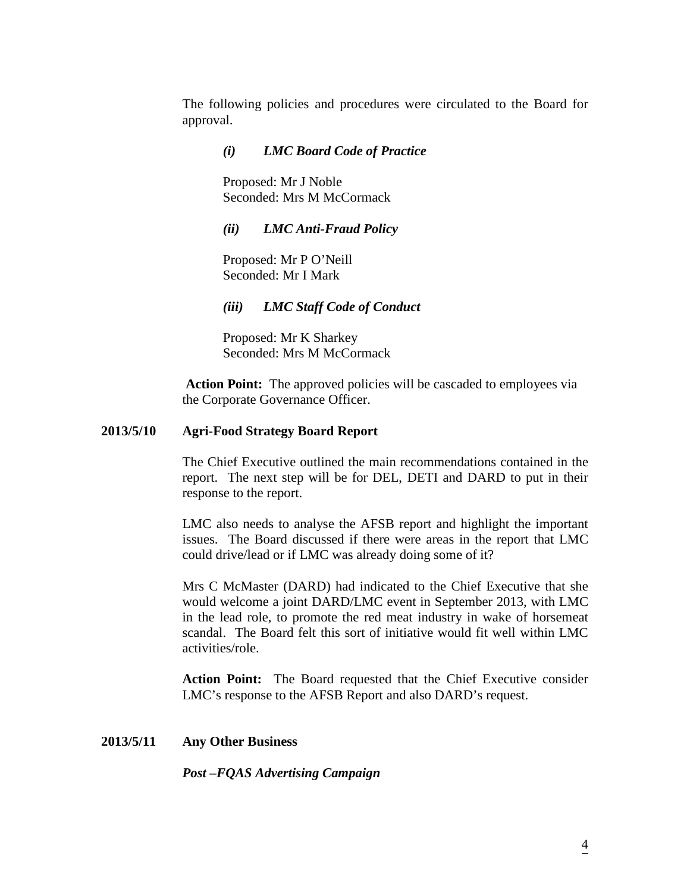The following policies and procedures were circulated to the Board for approval.

*(i) LMC Board Code of Practice*

Proposed: Mr J Noble
Seconded: Mrs M McCormack

*(ii) LMC Anti-Fraud Policy*

Proposed: Mr P O'Neill
Seconded: Mr I Mark

*(iii) LMC Staff Code of Conduct*

Proposed: Mr K Sharkey
Seconded: Mrs M McCormack

**Action Point:** The approved policies will be cascaded to employees via the Corporate Governance Officer.

**2013/5/10 Agri-Food Strategy Board Report**

The Chief Executive outlined the main recommendations contained in the report. The next step will be for DEL, DETI and DARD to put in their response to the report.

LMC also needs to analyse the AFSB report and highlight the important issues. The Board discussed if there were areas in the report that LMC could drive/lead or if LMC was already doing some of it?

Mrs C McMaster (DARD) had indicated to the Chief Executive that she would welcome a joint DARD/LMC event in September 2013, with LMC in the lead role, to promote the red meat industry in wake of horsemeat scandal. The Board felt this sort of initiative would fit well within LMC activities/role.

**Action Point:** The Board requested that the Chief Executive consider LMC's response to the AFSB Report and also DARD's request.

**2013/5/11 Any Other Business**

***Post –FQAS Advertising Campaign***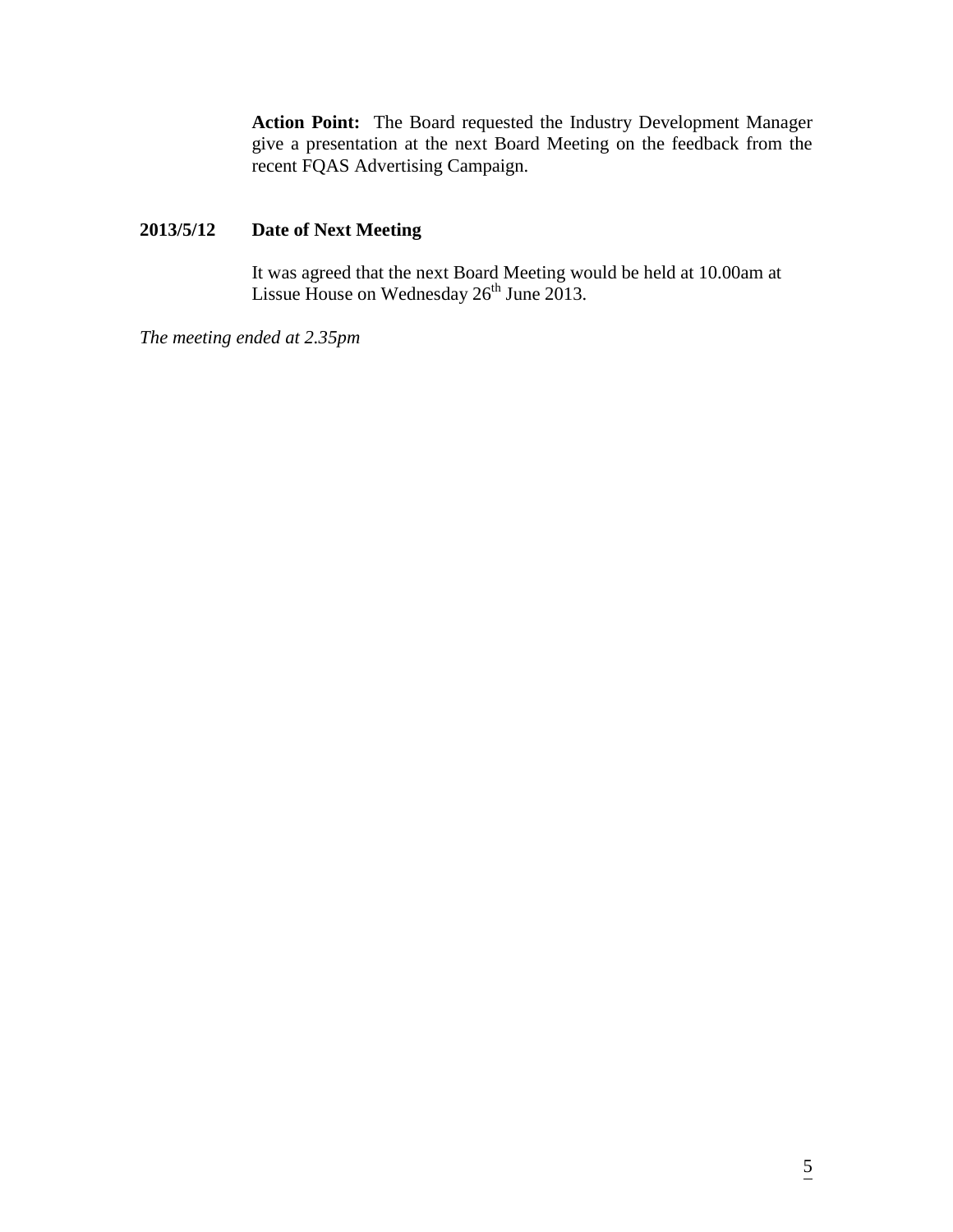**Action Point:** The Board requested the Industry Development Manager give a presentation at the next Board Meeting on the feedback from the recent FQAS Advertising Campaign.

**2013/5/12 Date of Next Meeting**

It was agreed that the next Board Meeting would be held at 10.00am at Lissue House on Wednesday 26th June 2013.

*The meeting ended at 2.35pm*